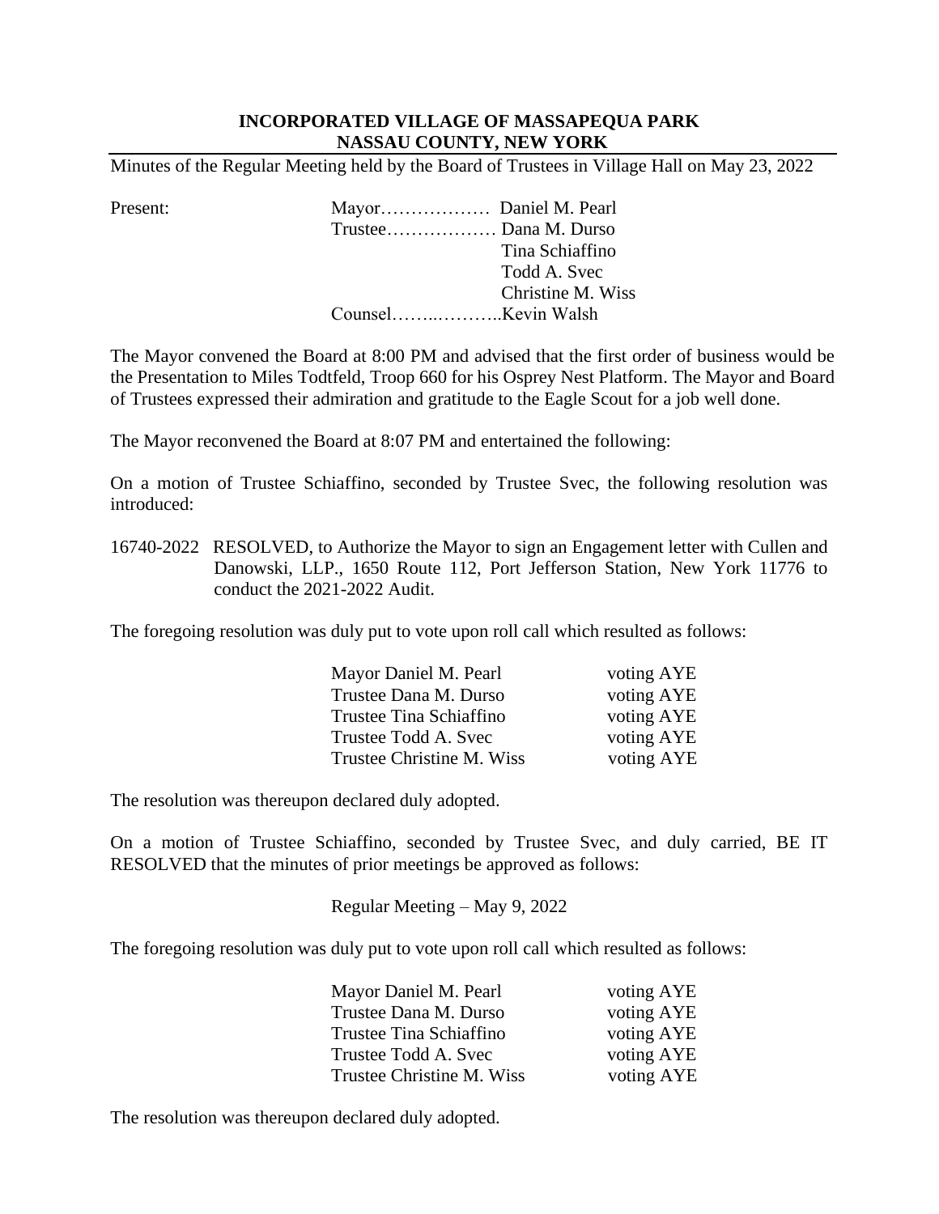**INCORPORATED VILLAGE OF MASSAPEQUA PARK**
**NASSAU COUNTY, NEW YORK**

Minutes of the Regular Meeting held by the Board of Trustees in Village Hall on May 23, 2022

| Present: | | |
|---|---|---|
| | Mayor……………… | Daniel M. Pearl |
| | Trustee……………… | Dana M. Durso |
| | | Tina Schiaffino |
| | | Todd A. Svec |
| | | Christine M. Wiss |
| | Counsel……..……….. | Kevin Walsh |

The Mayor convened the Board at 8:00 PM and advised that the first order of business would be the Presentation to Miles Todtfeld, Troop 660 for his Osprey Nest Platform. The Mayor and Board of Trustees expressed their admiration and gratitude to the Eagle Scout for a job well done.

The Mayor reconvened the Board at 8:07 PM and entertained the following:

On a motion of Trustee Schiaffino, seconded by Trustee Svec, the following resolution was introduced:

16740-2022 RESOLVED, to Authorize the Mayor to sign an Engagement letter with Cullen and Danowski, LLP., 1650 Route 112, Port Jefferson Station, New York 11776 to conduct the 2021-2022 Audit.

The foregoing resolution was duly put to vote upon roll call which resulted as follows:

| | |
|---|---|
| Mayor Daniel M. Pearl | voting AYE |
| Trustee Dana M. Durso | voting AYE |
| Trustee Tina Schiaffino | voting AYE |
| Trustee Todd A. Svec | voting AYE |
| Trustee Christine M. Wiss | voting AYE |

The resolution was thereupon declared duly adopted.

On a motion of Trustee Schiaffino, seconded by Trustee Svec, and duly carried, BE IT RESOLVED that the minutes of prior meetings be approved as follows:

Regular Meeting – May 9, 2022

The foregoing resolution was duly put to vote upon roll call which resulted as follows:

| | |
|---|---|
| Mayor Daniel M. Pearl | voting AYE |
| Trustee Dana M. Durso | voting AYE |
| Trustee Tina Schiaffino | voting AYE |
| Trustee Todd A. Svec | voting AYE |
| Trustee Christine M. Wiss | voting AYE |

The resolution was thereupon declared duly adopted.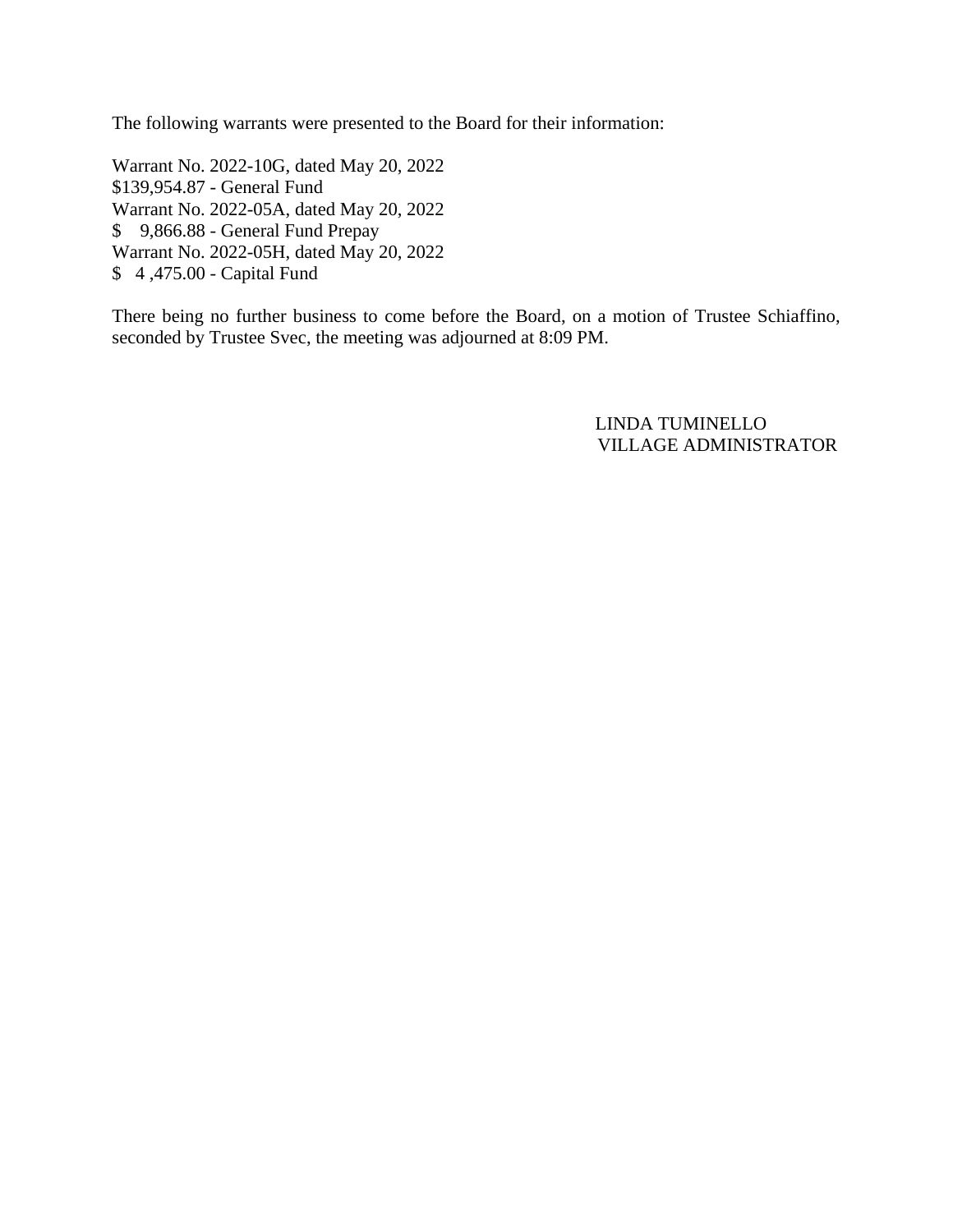The following warrants were presented to the Board for their information:

Warrant No. 2022-10G, dated May 20, 2022
$139,954.87 - General Fund
Warrant No. 2022-05A, dated May 20, 2022
$ 9,866.88 - General Fund Prepay
Warrant No. 2022-05H, dated May 20, 2022
$ 4 ,475.00 - Capital Fund

There being no further business to come before the Board, on a motion of Trustee Schiaffino, seconded by Trustee Svec, the meeting was adjourned at 8:09 PM.

LINDA TUMINELLO
VILLAGE ADMINISTRATOR